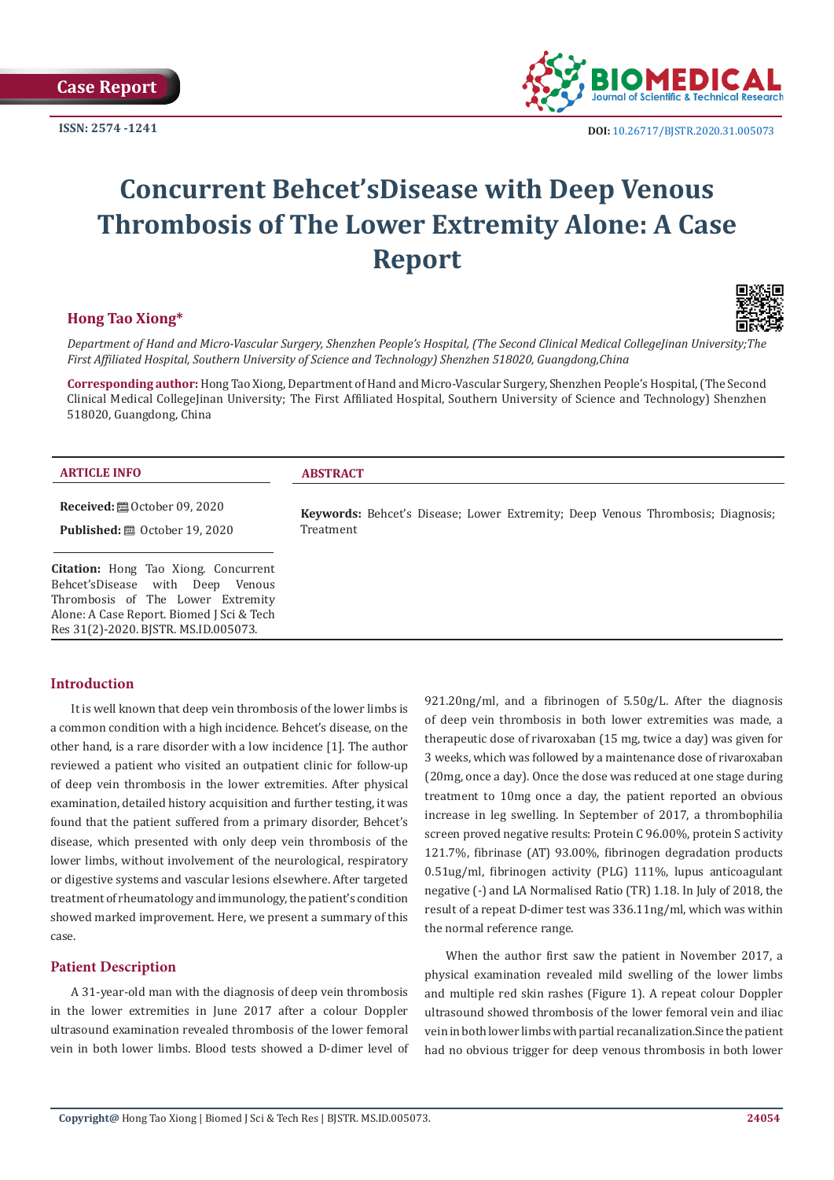Case Report

ISSN: 2574 -1241

DOI: 10.26717/BJSTR.2020.31.005073

# Concurrent Behcet'sDisease with Deep Venous Thrombosis of The Lower Extremity Alone: A Case Report

**Hong Tao Xiong***

*Department of Hand and Micro-Vascular Surgery, Shenzhen People's Hospital, (The Second Clinical Medical CollegeJinan University;The First Affiliated Hospital, Southern University of Science and Technology) Shenzhen 518020, Guangdong,China*

**Corresponding author:** Hong Tao Xiong, Department of Hand and Micro-Vascular Surgery, Shenzhen People's Hospital, (The Second Clinical Medical CollegeJinan University; The First Affiliated Hospital, Southern University of Science and Technology) Shenzhen 518020, Guangdong, China

**ARTICLE INFO**

**Received:** October 09, 2020

**Published:** October 19, 2020

**Citation:** Hong Tao Xiong. Concurrent Behcet'sDisease with Deep Venous Thrombosis of The Lower Extremity Alone: A Case Report. Biomed J Sci & Tech Res 31(2)-2020. BJSTR. MS.ID.005073.

**ABSTRACT**

**Keywords:** Behcet's Disease; Lower Extremity; Deep Venous Thrombosis; Diagnosis; Treatment

## Introduction

It is well known that deep vein thrombosis of the lower limbs is a common condition with a high incidence. Behcet's disease, on the other hand, is a rare disorder with a low incidence [1]. The author reviewed a patient who visited an outpatient clinic for follow-up of deep vein thrombosis in the lower extremities. After physical examination, detailed history acquisition and further testing, it was found that the patient suffered from a primary disorder, Behcet's disease, which presented with only deep vein thrombosis of the lower limbs, without involvement of the neurological, respiratory or digestive systems and vascular lesions elsewhere. After targeted treatment of rheumatology and immunology, the patient's condition showed marked improvement. Here, we present a summary of this case.

## Patient Description

A 31-year-old man with the diagnosis of deep vein thrombosis in the lower extremities in June 2017 after a colour Doppler ultrasound examination revealed thrombosis of the lower femoral vein in both lower limbs. Blood tests showed a D-dimer level of 921.20ng/ml, and a fibrinogen of 5.50g/L. After the diagnosis of deep vein thrombosis in both lower extremities was made, a therapeutic dose of rivaroxaban (15 mg, twice a day) was given for 3 weeks, which was followed by a maintenance dose of rivaroxaban (20mg, once a day). Once the dose was reduced at one stage during treatment to 10mg once a day, the patient reported an obvious increase in leg swelling. In September of 2017, a thrombophilia screen proved negative results: Protein C 96.00%, protein S activity 121.7%, fibrinase (AT) 93.00%, fibrinogen degradation products 0.51ug/ml, fibrinogen activity (PLG) 111%, lupus anticoagulant negative (-) and LA Normalised Ratio (TR) 1.18. In July of 2018, the result of a repeat D-dimer test was 336.11ng/ml, which was within the normal reference range.

When the author first saw the patient in November 2017, a physical examination revealed mild swelling of the lower limbs and multiple red skin rashes (Figure 1). A repeat colour Doppler ultrasound showed thrombosis of the lower femoral vein and iliac vein in both lower limbs with partial recanalization.Since the patient had no obvious trigger for deep venous thrombosis in both lower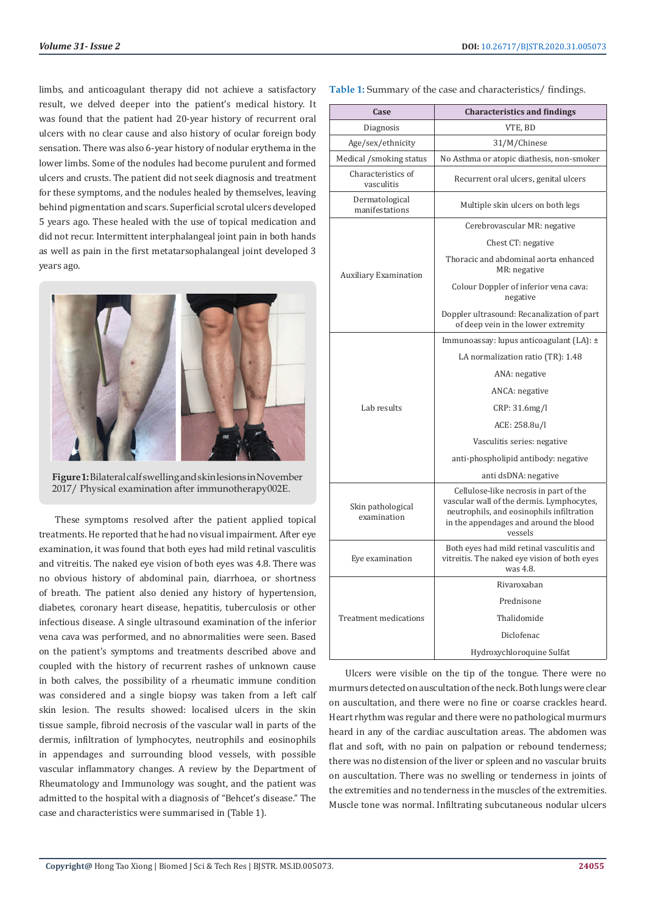limbs, and anticoagulant therapy did not achieve a satisfactory result, we delved deeper into the patient's medical history. It was found that the patient had 20-year history of recurrent oral ulcers with no clear cause and also history of ocular foreign body sensation. There was also 6-year history of nodular erythema in the lower limbs. Some of the nodules had become purulent and formed ulcers and crusts. The patient did not seek diagnosis and treatment for these symptoms, and the nodules healed by themselves, leaving behind pigmentation and scars. Superficial scrotal ulcers developed 5 years ago. These healed with the use of topical medication and did not recur. Intermittent interphalangeal joint pain in both hands as well as pain in the first metatarsophalangeal joint developed 3 years ago.

**Figure 1:** Bilateral calf swelling and skin lesions in November 2017/ Physical examination after immunotherapy002E.

These symptoms resolved after the patient applied topical treatments. He reported that he had no visual impairment. After eye examination, it was found that both eyes had mild retinal vasculitis and vitreitis. The naked eye vision of both eyes was 4.8. There was no obvious history of abdominal pain, diarrhoea, or shortness of breath. The patient also denied any history of hypertension, diabetes, coronary heart disease, hepatitis, tuberculosis or other infectious disease. A single ultrasound examination of the inferior vena cava was performed, and no abnormalities were seen. Based on the patient's symptoms and treatments described above and coupled with the history of recurrent rashes of unknown cause in both calves, the possibility of a rheumatic immune condition was considered and a single biopsy was taken from a left calf skin lesion. The results showed: localised ulcers in the skin tissue sample, fibroid necrosis of the vascular wall in parts of the dermis, infiltration of lymphocytes, neutrophils and eosinophils in appendages and surrounding blood vessels, with possible vascular inflammatory changes. A review by the Department of Rheumatology and Immunology was sought, and the patient was admitted to the hospital with a diagnosis of "Behcet's disease." The case and characteristics were summarised in (Table 1).

**Table 1:** Summary of the case and characteristics/ findings.

| Case | Characteristics and findings |
|---|---|
| Diagnosis | VTE, BD |
| Age/sex/ethnicity | 31/M/Chinese |
| Medical /smoking status | No Asthma or atopic diathesis, non-smoker |
| Characteristics of vasculitis | Recurrent oral ulcers, genital ulcers |
| Dermatological manifestations | Multiple skin ulcers on both legs |
| Auxiliary Examination | Cerebrovascular MR: negative |
| | Chest CT: negative |
| | Thoracic and abdominal aorta enhanced MR: negative |
| | Colour Doppler of inferior vena cava: negative |
| | Doppler ultrasound: Recanalization of part of deep vein in the lower extremity |
| Lab results | Immunoassay: lupus anticoagulant (LA): ± |
| | LA normalization ratio (TR): 1.48 |
| | ANA: negative |
| | ANCA: negative |
| | CRP: 31.6mg/l |
| | ACE: 258.8u/l |
| | Vasculitis series: negative |
| | anti-phospholipid antibody: negative |
| | anti dsDNA: negative |
| Skin pathological examination | Cellulose-like necrosis in part of the vascular wall of the dermis. Lymphocytes, neutrophils, and eosinophils infiltration in the appendages and around the blood vessels |
| Eye examination | Both eyes had mild retinal vasculitis and vitreitis. The naked eye vision of both eyes was 4.8. |
| Treatment medications | Rivaroxaban |
| | Prednisone |
| | Thalidomide |
| | Diclofenac |
| | Hydroxychloroquine Sulfat |

Ulcers were visible on the tip of the tongue. There were no murmurs detected on auscultation of the neck. Both lungs were clear on auscultation, and there were no fine or coarse crackles heard. Heart rhythm was regular and there were no pathological murmurs heard in any of the cardiac auscultation areas. The abdomen was flat and soft, with no pain on palpation or rebound tenderness; there was no distension of the liver or spleen and no vascular bruits on auscultation. There was no swelling or tenderness in joints of the extremities and no tenderness in the muscles of the extremities. Muscle tone was normal. Infiltrating subcutaneous nodular ulcers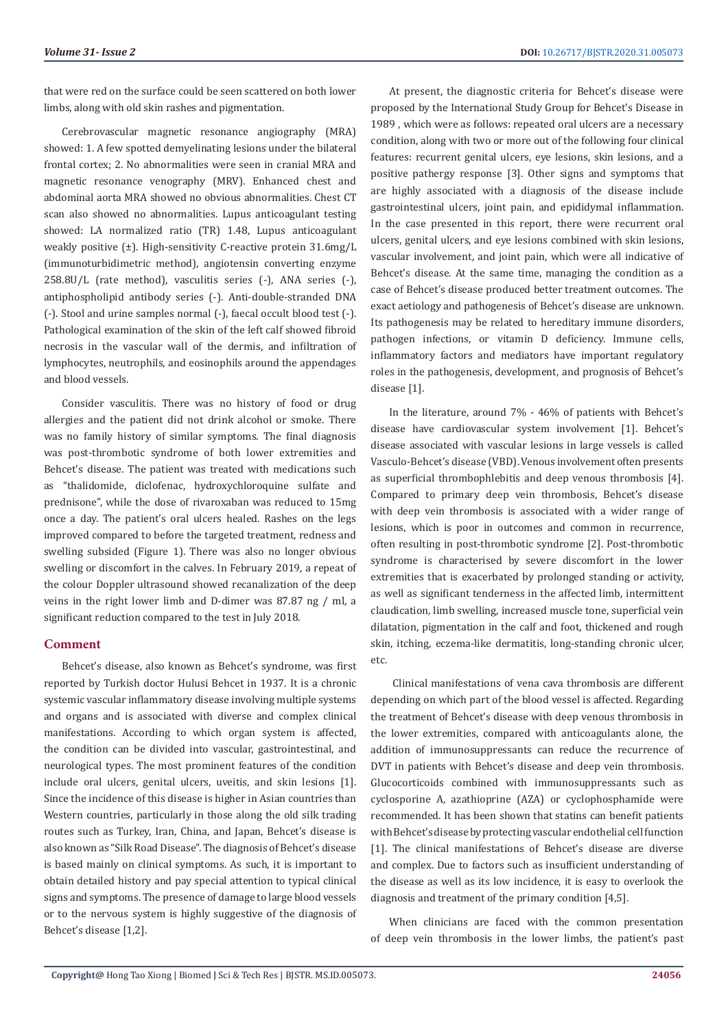that were red on the surface could be seen scattered on both lower limbs, along with old skin rashes and pigmentation.

Cerebrovascular magnetic resonance angiography (MRA) showed: 1. A few spotted demyelinating lesions under the bilateral frontal cortex; 2. No abnormalities were seen in cranial MRA and magnetic resonance venography (MRV). Enhanced chest and abdominal aorta MRA showed no obvious abnormalities. Chest CT scan also showed no abnormalities. Lupus anticoagulant testing showed: LA normalized ratio (TR) 1.48, Lupus anticoagulant weakly positive (±). High-sensitivity C-reactive protein 31.6mg/L (immunoturbidimetric method), angiotensin converting enzyme 258.8U/L (rate method), vasculitis series (-), ANA series (-), antiphospholipid antibody series (-). Anti-double-stranded DNA (-). Stool and urine samples normal (-), faecal occult blood test (-). Pathological examination of the skin of the left calf showed fibroid necrosis in the vascular wall of the dermis, and infiltration of lymphocytes, neutrophils, and eosinophils around the appendages and blood vessels.

Consider vasculitis. There was no history of food or drug allergies and the patient did not drink alcohol or smoke. There was no family history of similar symptoms. The final diagnosis was post-thrombotic syndrome of both lower extremities and Behcet's disease. The patient was treated with medications such as "thalidomide, diclofenac, hydroxychloroquine sulfate and prednisone", while the dose of rivaroxaban was reduced to 15mg once a day. The patient's oral ulcers healed. Rashes on the legs improved compared to before the targeted treatment, redness and swelling subsided (Figure 1). There was also no longer obvious swelling or discomfort in the calves. In February 2019, a repeat of the colour Doppler ultrasound showed recanalization of the deep veins in the right lower limb and D-dimer was 87.87 ng / ml, a significant reduction compared to the test in July 2018.

## Comment

Behcet's disease, also known as Behcet's syndrome, was first reported by Turkish doctor Hulusi Behcet in 1937. It is a chronic systemic vascular inflammatory disease involving multiple systems and organs and is associated with diverse and complex clinical manifestations. According to which organ system is affected, the condition can be divided into vascular, gastrointestinal, and neurological types. The most prominent features of the condition include oral ulcers, genital ulcers, uveitis, and skin lesions [1]. Since the incidence of this disease is higher in Asian countries than Western countries, particularly in those along the old silk trading routes such as Turkey, Iran, China, and Japan, Behcet's disease is also known as "Silk Road Disease". The diagnosis of Behcet's disease is based mainly on clinical symptoms. As such, it is important to obtain detailed history and pay special attention to typical clinical signs and symptoms. The presence of damage to large blood vessels or to the nervous system is highly suggestive of the diagnosis of Behcet's disease [1,2].

At present, the diagnostic criteria for Behcet's disease were proposed by the International Study Group for Behcet's Disease in 1989 , which were as follows: repeated oral ulcers are a necessary condition, along with two or more out of the following four clinical features: recurrent genital ulcers, eye lesions, skin lesions, and a positive pathergy response [3]. Other signs and symptoms that are highly associated with a diagnosis of the disease include gastrointestinal ulcers, joint pain, and epididymal inflammation. In the case presented in this report, there were recurrent oral ulcers, genital ulcers, and eye lesions combined with skin lesions, vascular involvement, and joint pain, which were all indicative of Behcet's disease. At the same time, managing the condition as a case of Behcet's disease produced better treatment outcomes. The exact aetiology and pathogenesis of Behcet's disease are unknown. Its pathogenesis may be related to hereditary immune disorders, pathogen infections, or vitamin D deficiency. Immune cells, inflammatory factors and mediators have important regulatory roles in the pathogenesis, development, and prognosis of Behcet's disease [1].

In the literature, around 7% - 46% of patients with Behcet's disease have cardiovascular system involvement [1]. Behcet's disease associated with vascular lesions in large vessels is called Vasculo-Behcet's disease (VBD). Venous involvement often presents as superficial thrombophlebitis and deep venous thrombosis [4]. Compared to primary deep vein thrombosis, Behcet's disease with deep vein thrombosis is associated with a wider range of lesions, which is poor in outcomes and common in recurrence, often resulting in post-thrombotic syndrome [2]. Post-thrombotic syndrome is characterised by severe discomfort in the lower extremities that is exacerbated by prolonged standing or activity, as well as significant tenderness in the affected limb, intermittent claudication, limb swelling, increased muscle tone, superficial vein dilatation, pigmentation in the calf and foot, thickened and rough skin, itching, eczema-like dermatitis, long-standing chronic ulcer, etc.

Clinical manifestations of vena cava thrombosis are different depending on which part of the blood vessel is affected. Regarding the treatment of Behcet's disease with deep venous thrombosis in the lower extremities, compared with anticoagulants alone, the addition of immunosuppressants can reduce the recurrence of DVT in patients with Behcet's disease and deep vein thrombosis. Glucocorticoids combined with immunosuppressants such as cyclosporine A, azathioprine (AZA) or cyclophosphamide were recommended. It has been shown that statins can benefit patients with Behcet's disease by protecting vascular endothelial cell function [1]. The clinical manifestations of Behcet's disease are diverse and complex. Due to factors such as insufficient understanding of the disease as well as its low incidence, it is easy to overlook the diagnosis and treatment of the primary condition [4,5].

When clinicians are faced with the common presentation of deep vein thrombosis in the lower limbs, the patient's past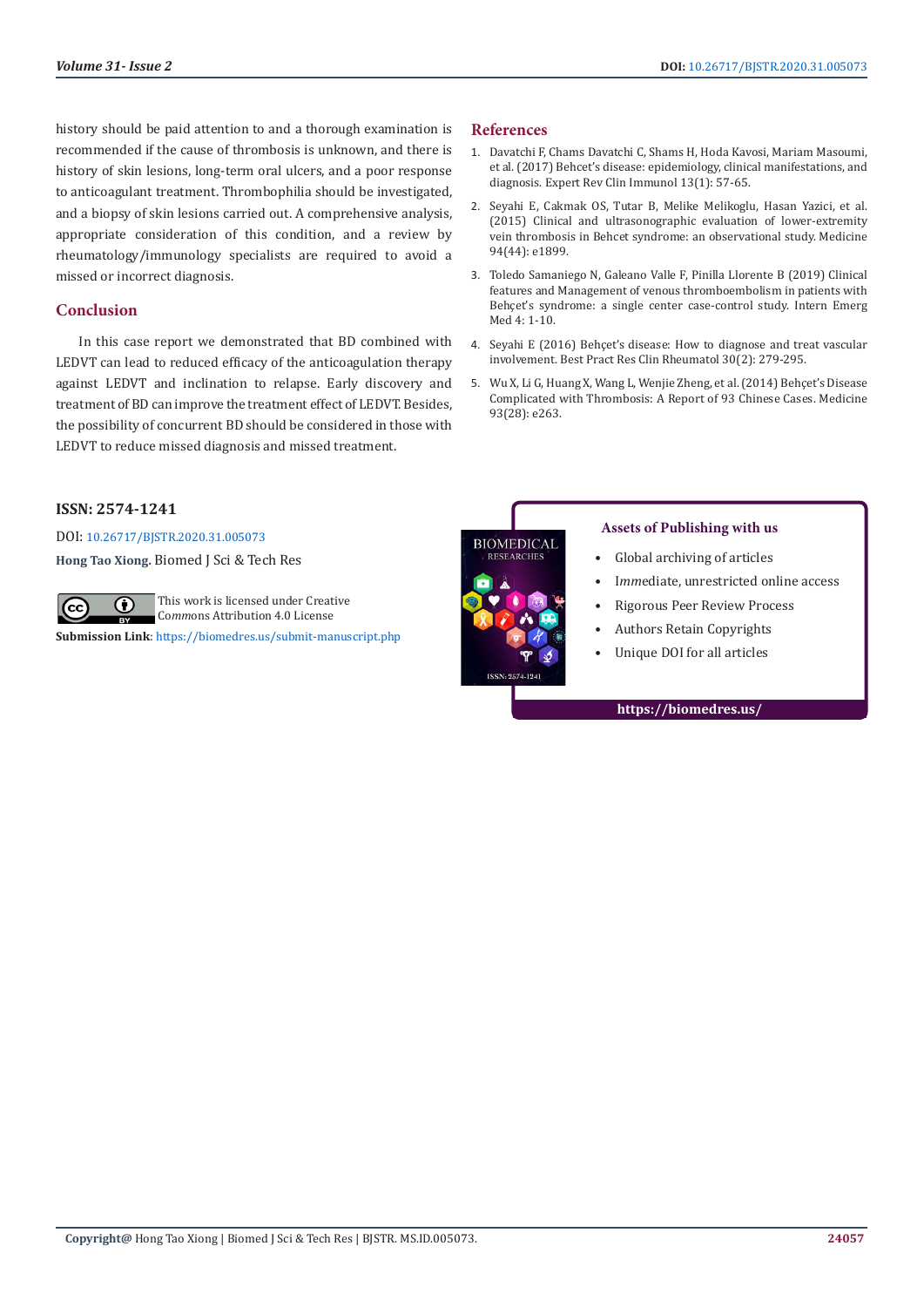history should be paid attention to and a thorough examination is recommended if the cause of thrombosis is unknown, and there is history of skin lesions, long-term oral ulcers, and a poor response to anticoagulant treatment. Thrombophilia should be investigated, and a biopsy of skin lesions carried out. A comprehensive analysis, appropriate consideration of this condition, and a review by rheumatology/immunology specialists are required to avoid a missed or incorrect diagnosis.

## Conclusion

In this case report we demonstrated that BD combined with LEDVT can lead to reduced efficacy of the anticoagulation therapy against LEDVT and inclination to relapse. Early discovery and treatment of BD can improve the treatment effect of LEDVT. Besides, the possibility of concurrent BD should be considered in those with LEDVT to reduce missed diagnosis and missed treatment.

## References

1. Davatchi F, Chams Davatchi C, Shams H, Hoda Kavosi, Mariam Masoumi, et al. (2017) Behcet's disease: epidemiology, clinical manifestations, and diagnosis. Expert Rev Clin Immunol 13(1): 57-65.
2. Seyahi E, Cakmak OS, Tutar B, Melike Melikoglu, Hasan Yazici, et al. (2015) Clinical and ultrasonographic evaluation of lower-extremity vein thrombosis in Behcet syndrome: an observational study. Medicine 94(44): e1899.
3. Toledo Samaniego N, Galeano Valle F, Pinilla Llorente B (2019) Clinical features and Management of venous thromboembolism in patients with Behçet's syndrome: a single center case-control study. Intern Emerg Med 4: 1-10.
4. Seyahi E (2016) Behçet's disease: How to diagnose and treat vascular involvement. Best Pract Res Clin Rheumatol 30(2): 279-295.
5. Wu X, Li G, Huang X, Wang L, Wenjie Zheng, et al. (2014) Behçet's Disease Complicated with Thrombosis: A Report of 93 Chinese Cases. Medicine 93(28): e263.

**ISSN: 2574-1241**

DOI: 10.26717/BJSTR.2020.31.005073

**Hong Tao Xiong.** Biomed J Sci & Tech Res

This work is licensed under Creative Commons Attribution 4.0 License

**Submission Link**: https://biomedres.us/submit-manuscript.php

### Assets of Publishing with us

- Global archiving of articles
- Immediate, unrestricted online access
- Rigorous Peer Review Process
- Authors Retain Copyrights
- Unique DOI for all articles

**https://biomedres.us/**